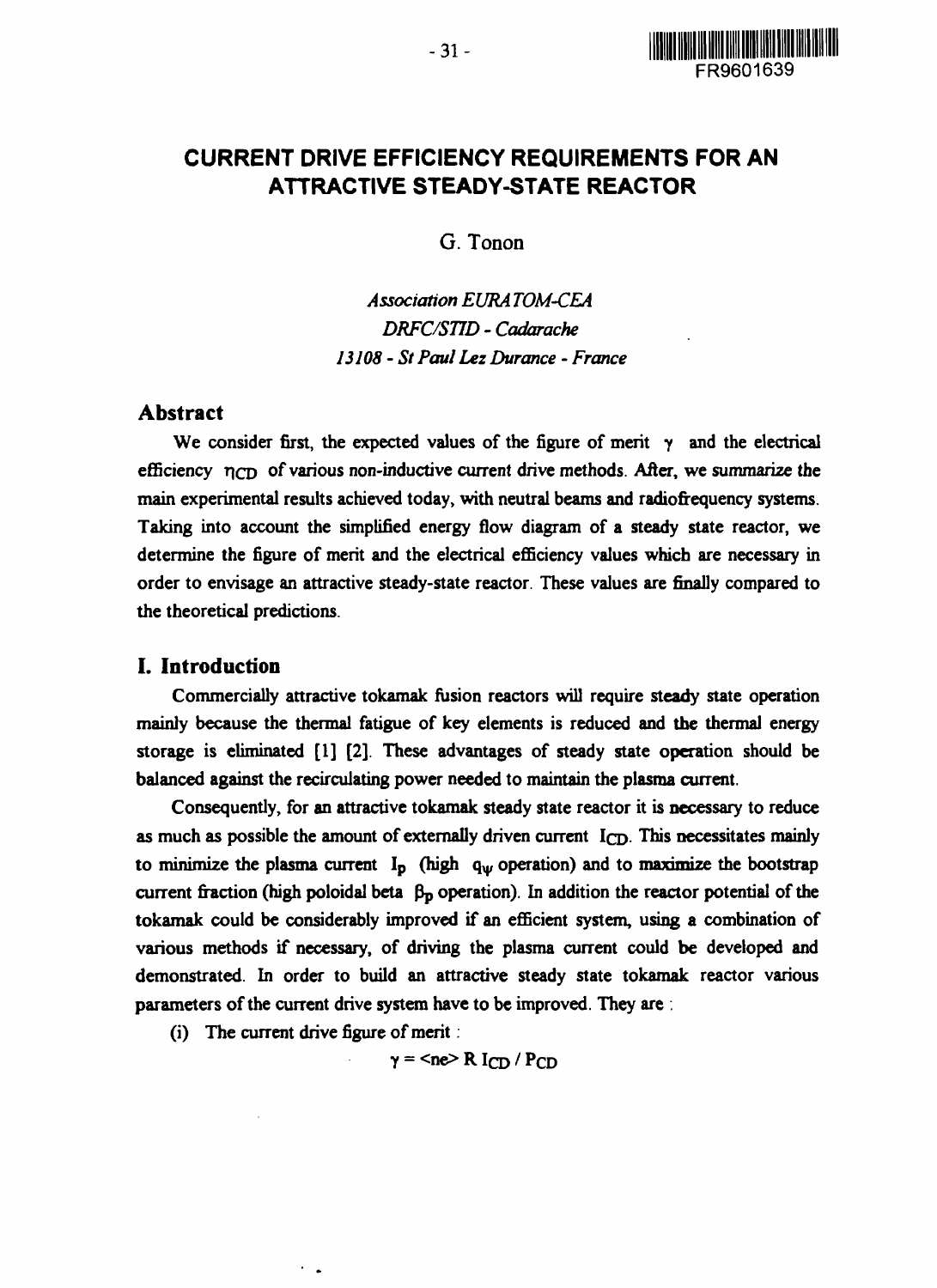# CURRENT DRIVE EFFICIENCY REQUIREMENTS FOR AN ATTRACTIVE STEADY-STATE REACTOR

G. Tonon

*Association EURATOM-CEA*
*DRFC/STID - Cadarache*
*13108 - St Paul Lez Durance - France*

## Abstract

We consider first, the expected values of the figure of merit $\gamma$ and the electrical efficiency $\eta_{CD}$ of various non-inductive current drive methods. After, we summarize the main experimental results achieved today, with neutral beams and radiofrequency systems. Taking into account the simplified energy flow diagram of a steady state reactor, we determine the figure of merit and the electrical efficiency values which are necessary in order to envisage an attractive steady-state reactor. These values are finally compared to the theoretical predictions.

## I. Introduction

Commercially attractive tokamak fusion reactors will require steady state operation mainly because the thermal fatigue of key elements is reduced and the thermal energy storage is eliminated [1] [2]. These advantages of steady state operation should be balanced against the recirculating power needed to maintain the plasma current.

Consequently, for an attractive tokamak steady state reactor it is necessary to reduce as much as possible the amount of externally driven current $I_{CD}$. This necessitates mainly to minimize the plasma current $I_p$ (high $q_\psi$ operation) and to maximize the bootstrap current fraction (high poloidal beta $\beta_p$ operation). In addition the reactor potential of the tokamak could be considerably improved if an efficient system, using a combination of various methods if necessary, of driving the plasma current could be developed and demonstrated. In order to build an attractive steady state tokamak reactor various parameters of the current drive system have to be improved. They are :

(i) The current drive figure of merit :

$$\gamma = \langle n_e \rangle R \, I_{CD} / P_{CD}$$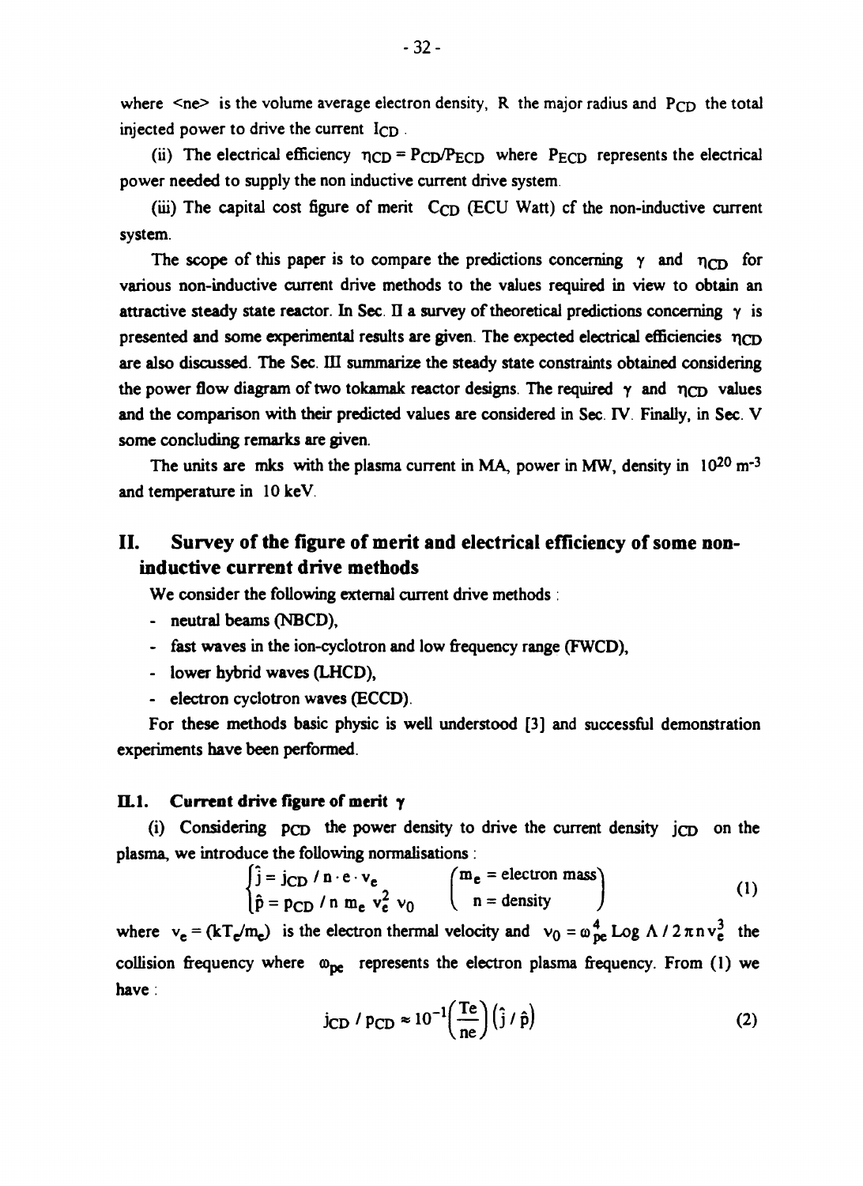where <ne> is the volume average electron density, R the major radius and $P_{CD}$ the total injected power to drive the current $I_{CD}$.

(ii) The electrical efficiency $\eta_{CD} = P_{CD}/P_{ECD}$ where $P_{ECD}$ represents the electrical power needed to supply the non inductive current drive system.

(iii) The capital cost figure of merit $C_{CD}$ (ECU Watt) cf the non-inductive current system.

The scope of this paper is to compare the predictions concerning $\gamma$ and $\eta_{CD}$ for various non-inductive current drive methods to the values required in view to obtain an attractive steady state reactor. In Sec. II a survey of theoretical predictions concerning $\gamma$ is presented and some experimental results are given. The expected electrical efficiencies $\eta_{CD}$ are also discussed. The Sec. III summarize the steady state constraints obtained considering the power flow diagram of two tokamak reactor designs. The required $\gamma$ and $\eta_{CD}$ values and the comparison with their predicted values are considered in Sec. IV. Finally, in Sec. V some concluding remarks are given.

The units are mks with the plasma current in MA, power in MW, density in $10^{20}$ m$^{-3}$ and temperature in 10 keV.

## II. Survey of the figure of merit and electrical efficiency of some non-inductive current drive methods

We consider the following external current drive methods :

- neutral beams (NBCD),
- fast waves in the ion-cyclotron and low frequency range (FWCD),
- lower hybrid waves (LHCD),
- electron cyclotron waves (ECCD).

For these methods basic physic is well understood [3] and successful demonstration experiments have been performed.

### II.1. Current drive figure of merit $\gamma$

(i) Considering $p_{CD}$ the power density to drive the current density $j_{CD}$ on the plasma, we introduce the following normalisations :

$$\begin{cases} \hat{j} = j_{CD} / n \cdot e \cdot v_e \\ \hat{p} = p_{CD} / n \; m_e \; v_e^2 \; v_0 \end{cases} \qquad \begin{pmatrix} m_e = \text{electron mass} \\ n = \text{density} \end{pmatrix} \tag{1}$$

where $v_e = (kT_e/m_e)$ is the electron thermal velocity and $v_0 = \omega_{pe}^4 \operatorname{Log} \Lambda / 2 \pi n v_e^3$ the collision frequency where $\omega_{pe}$ represents the electron plasma frequency. From (1) we have :

$$j_{CD} / p_{CD} \approx 10^{-1} \left( \frac{Te}{ne} \right) \left( \hat{j} / \hat{p} \right) \tag{2}$$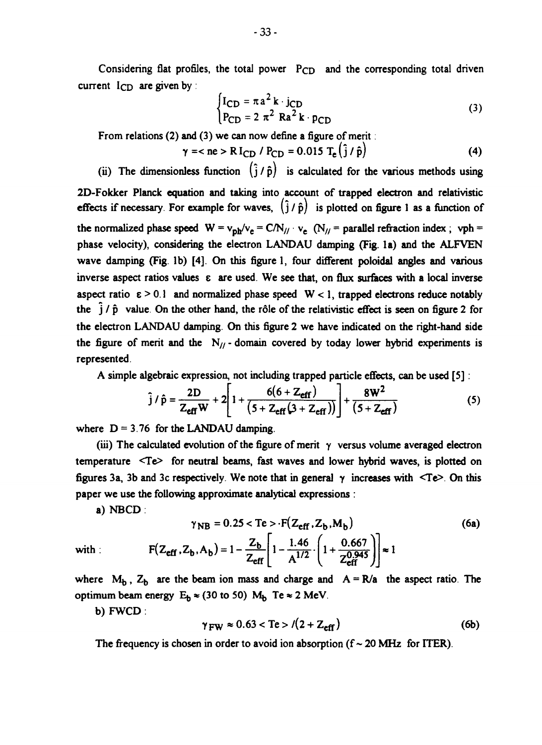Considering flat profiles, the total power $P_{CD}$ and the corresponding total driven current $I_{CD}$ are given by :

$$
\begin{cases} I_{CD} = \pi a^2 k \cdot j_{CD} \\ P_{CD} = 2\pi^2 R a^2 k \cdot p_{CD} \end{cases} \tag{3}
$$

From relations (2) and (3) we can now define a figure of merit :

$$
\gamma = \langle ne \rangle R I_{CD} / P_{CD} = 0.015\, T_e \left(\hat{j} / \hat{p}\right) \tag{4}
$$

(ii) The dimensionless function $\left(\hat{j} / \hat{p}\right)$ is calculated for the various methods using 2D-Fokker Planck equation and taking into account of trapped electron and relativistic effects if necessary. For example for waves, $\left(\hat{j} / \hat{p}\right)$ is plotted on figure 1 as a function of the normalized phase speed $W = v_{ph}/v_e = C/N_{//} \cdot v_e$ ($N_{//}$ = parallel refraction index ; vph = phase velocity), considering the electron LANDAU damping (Fig. 1a) and the ALFVEN wave damping (Fig. 1b) [4]. On this figure 1, four different poloidal angles and various inverse aspect ratios values $\varepsilon$ are used. We see that, on flux surfaces with a local inverse aspect ratio $\varepsilon > 0.1$ and normalized phase speed $W < 1$, trapped electrons reduce notably the $\hat{j} / \hat{p}$ value. On the other hand, the rôle of the relativistic effect is seen on figure 2 for the electron LANDAU damping. On this figure 2 we have indicated on the right-hand side the figure of merit and the $N_{//}$ - domain covered by today lower hybrid experiments is represented.

A simple algebraic expression, not including trapped particle effects, can be used [5] :

$$
\hat{j} / \hat{p} = \frac{2D}{Z_{eff} W} + 2\left[1 + \frac{6(6 + Z_{eff})}{(5 + Z_{eff}(3 + Z_{eff}))}\right] + \frac{8W^2}{(5 + Z_{eff})} \tag{5}
$$

where $D = 3.76$ for the LANDAU damping.

(iii) The calculated evolution of the figure of merit $\gamma$ versus volume averaged electron temperature $\langle Te \rangle$ for neutral beams, fast waves and lower hybrid waves, is plotted on figures 3a, 3b and 3c respectively. We note that in general $\gamma$ increases with $\langle Te \rangle$. On this paper we use the following approximate analytical expressions :

a) NBCD :

$$
\gamma_{NB} = 0.25 \langle Te \rangle \cdot F(Z_{eff}, Z_b, M_b) \tag{6a}
$$

with :

$$
F(Z_{eff}, Z_b, A_b) = 1 - \frac{Z_b}{Z_{eff}}\left[1 - \frac{1.46}{A^{1/2}} \cdot \left(1 + \frac{0.667}{Z_{eff}^{0.945}}\right)\right] \approx 1
$$

where $M_b$, $Z_b$ are the beam ion mass and charge and $A = R/a$ the aspect ratio. The optimum beam energy $E_b \approx (30 \text{ to } 50)\ M_b\ Te \approx 2$ MeV.

b) FWCD :

$$
\gamma_{FW} \approx 0.63 \langle Te \rangle / (2 + Z_{eff}) \tag{6b}
$$

The frequency is chosen in order to avoid ion absorption (f ~ 20 MHz for ITER).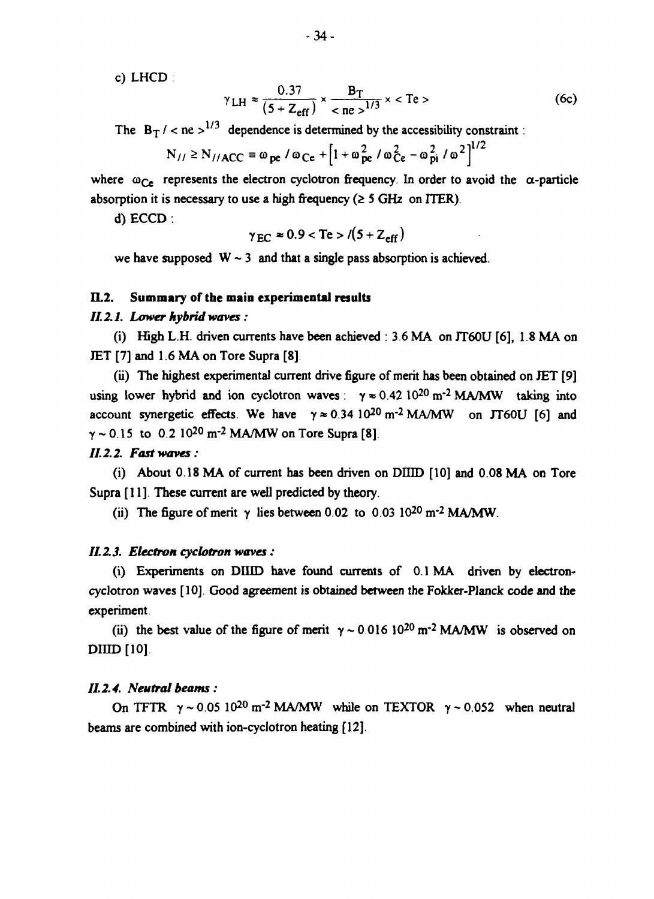c) LHCD :

$$\gamma_{LH} \approx \frac{0.37}{(5+Z_{eff})} \times \frac{B_T}{<ne>^{1/3}} \times <Te> \tag{6c}$$

The $B_T / <ne>^{1/3}$ dependence is determined by the accessibility constraint :

$$N_{//} \geq N_{//ACC} \equiv \omega_{pe} / \omega_{Ce} + \left[1 + \omega_{pe}^2 / \omega_{Ce}^2 - \omega_{pi}^2 / \omega^2\right]^{1/2}$$

where $\omega_{Ce}$ represents the electron cyclotron frequency. In order to avoid the $\alpha$-particle absorption it is necessary to use a high frequency ($\geq$ 5 GHz on ITER).

d) ECCD :

$$\gamma_{EC} \approx 0.9 <Te> /(5+Z_{eff})$$

we have supposed $W \sim 3$ and that a single pass absorption is achieved.

## II.2. Summary of the main experimental results

### *II.2.1. Lower hybrid waves :*

(i) High L.H. driven currents have been achieved : 3.6 MA on JT60U [6], 1.8 MA on JET [7] and 1.6 MA on Tore Supra [8].

(ii) The highest experimental current drive figure of merit has been obtained on JET [9] using lower hybrid and ion cyclotron waves : $\gamma \approx 0.42\ 10^{20}\ m^{-2}$ MA/MW taking into account synergetic effects. We have $\gamma \approx 0.34\ 10^{20}\ m^{-2}$ MA/MW on JT60U [6] and $\gamma \sim 0.15$ to $0.2\ 10^{20}\ m^{-2}$ MA/MW on Tore Supra [8].

### *II.2.2. Fast waves :*

(i) About 0.18 MA of current has been driven on DIIID [10] and 0.08 MA on Tore Supra [11]. These current are well predicted by theory.

(ii) The figure of merit $\gamma$ lies between 0.02 to $0.03\ 10^{20}\ m^{-2}$ MA/MW.

### *II.2.3. Electron cyclotron waves :*

(i) Experiments on DIIID have found currents of 0.1 MA driven by electron-cyclotron waves [10]. Good agreement is obtained between the Fokker-Planck code and the experiment.

(ii) the best value of the figure of merit $\gamma \sim 0.016\ 10^{20}\ m^{-2}$ MA/MW is observed on DIIID [10].

### *II.2.4. Neutral beams :*

On TFTR $\gamma \sim 0.05\ 10^{20}\ m^{-2}$ MA/MW while on TEXTOR $\gamma \sim 0.052$ when neutral beams are combined with ion-cyclotron heating [12].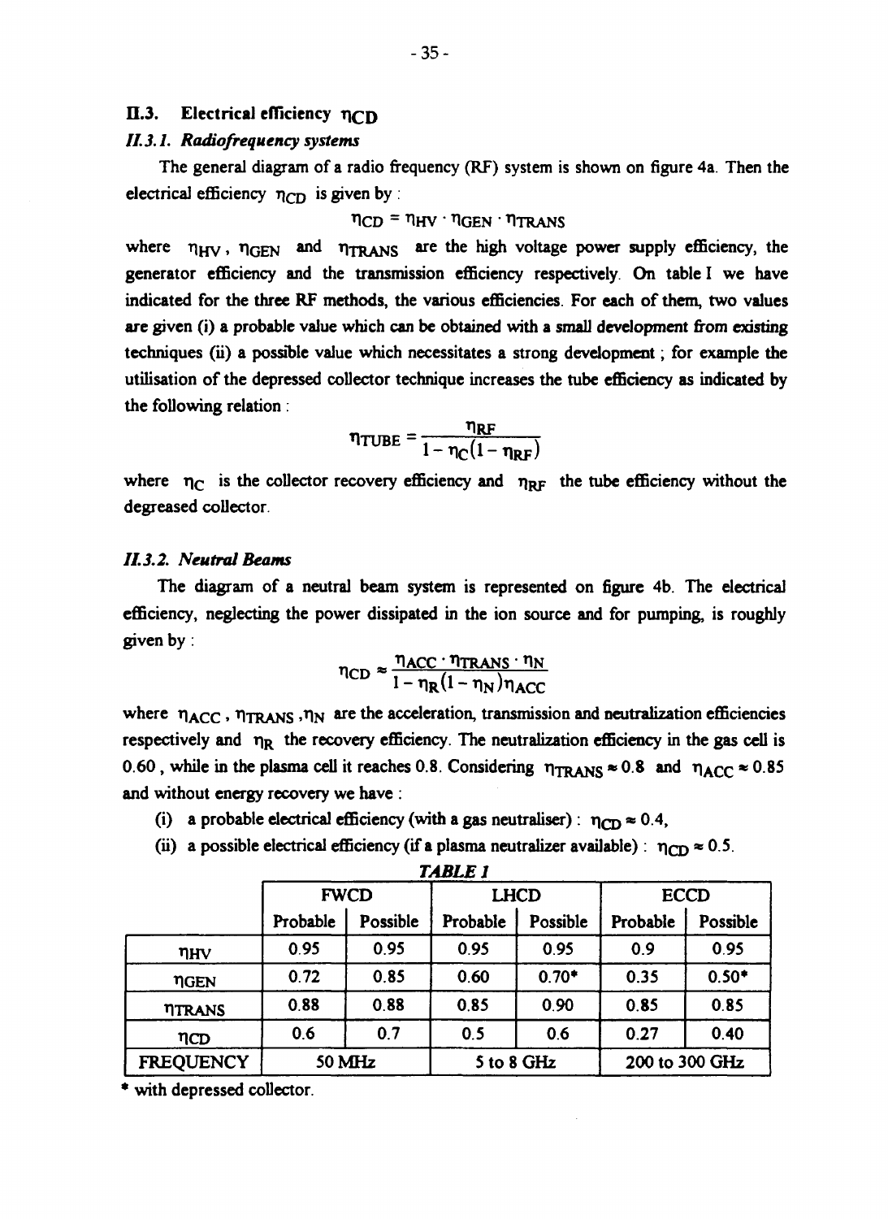## II.3. Electrical efficiency $\eta_{CD}$

### *II.3.1. Radiofrequency systems*

The general diagram of a radio frequency (RF) system is shown on figure 4a. Then the electrical efficiency $\eta_{CD}$ is given by :

$$\eta_{CD} = \eta_{HV} \cdot \eta_{GEN} \cdot \eta_{TRANS}$$

where $\eta_{HV}$, $\eta_{GEN}$ and $\eta_{TRANS}$ are the high voltage power supply efficiency, the generator efficiency and the transmission efficiency respectively. On table I we have indicated for the three RF methods, the various efficiencies. For each of them, two values are given (i) a probable value which can be obtained with a small development from existing techniques (ii) a possible value which necessitates a strong development ; for example the utilisation of the depressed collector technique increases the tube efficiency as indicated by the following relation :

$$\eta_{TUBE} = \frac{\eta_{RF}}{1 - \eta_C(1 - \eta_{RF})}$$

where $\eta_C$ is the collector recovery efficiency and $\eta_{RF}$ the tube efficiency without the degreased collector.

### *II.3.2. Neutral Beams*

The diagram of a neutral beam system is represented on figure 4b. The electrical efficiency, neglecting the power dissipated in the ion source and for pumping, is roughly given by :

$$\eta_{CD} \approx \frac{\eta_{ACC} \cdot \eta_{TRANS} \cdot \eta_N}{1 - \eta_R(1 - \eta_N)\eta_{ACC}}$$

where $\eta_{ACC}$, $\eta_{TRANS}$, $\eta_N$ are the acceleration, transmission and neutralization efficiencies respectively and $\eta_R$ the recovery efficiency. The neutralization efficiency in the gas cell is 0.60 , while in the plasma cell it reaches 0.8. Considering $\eta_{TRANS} \approx 0.8$ and $\eta_{ACC} \approx 0.85$ and without energy recovery we have :

(i) a probable electrical efficiency (with a gas neutraliser) : $\eta_{CD} \approx 0.4$,

(ii) a possible electrical efficiency (if a plasma neutralizer available) : $\eta_{CD} \approx 0.5$.

***TABLE 1***

| | FWCD | | LHCD | | ECCD | |
|---|---|---|---|---|---|---|
| | Probable | Possible | Probable | Possible | Probable | Possible |
| $\eta_{HV}$ | 0.95 | 0.95 | 0.95 | 0.95 | 0.9 | 0.95 |
| $\eta_{GEN}$ | 0.72 | 0.85 | 0.60 | 0.70* | 0.35 | 0.50* |
| $\eta_{TRANS}$ | 0.88 | 0.88 | 0.85 | 0.90 | 0.85 | 0.85 |
| $\eta_{CD}$ | 0.6 | 0.7 | 0.5 | 0.6 | 0.27 | 0.40 |
| FREQUENCY | 50 MHz | | 5 to 8 GHz | | 200 to 300 GHz | |

\* with depressed collector.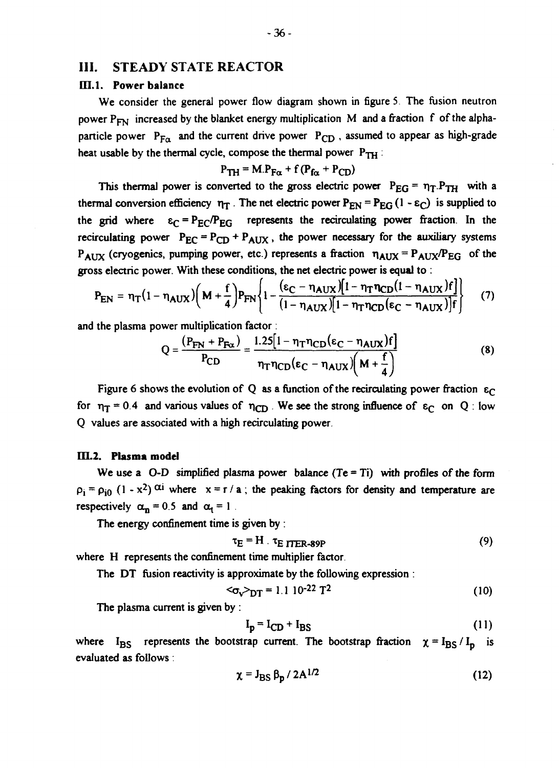## III. STEADY STATE REACTOR

### III.1. Power balance

We consider the general power flow diagram shown in figure 5. The fusion neutron power $P_{FN}$ increased by the blanket energy multiplication $M$ and a fraction $f$ of the alpha-particle power $P_{F\alpha}$ and the current drive power $P_{CD}$, assumed to appear as high-grade heat usable by the thermal cycle, compose the thermal power $P_{TH}$ :

$$P_{TH} = M.P_{F\alpha} + f\,(P_{f\alpha} + P_{CD})$$

This thermal power is converted to the gross electric power $P_{EG} = \eta_T.P_{TH}$ with a thermal conversion efficiency $\eta_T$. The net electric power $P_{EN} = P_{EG}\,(1 - \varepsilon_C)$ is supplied to the grid where $\varepsilon_C = P_{EC}/P_{EG}$ represents the recirculating power fraction. In the recirculating power $P_{EC} = P_{CD} + P_{AUX}$, the power necessary for the auxiliary systems $P_{AUX}$ (cryogenics, pumping power, etc.) represents a fraction $\eta_{AUX} = P_{AUX}/P_{EG}$ of the gross electric power. With these conditions, the net electric power is equal to :

$$P_{EN} = \eta_T(1 - \eta_{AUX})\left(M + \frac{f}{4}\right)P_{FN}\left\{1 - \frac{(\varepsilon_C - \eta_{AUX})\left[1 - \eta_T\eta_{CD}(1 - \eta_{AUX})f\right]}{(1 - \eta_{AUX})\left[1 - \eta_T\eta_{CD}(\varepsilon_C - \eta_{AUX})\right]f}\right\} \qquad (7)$$

and the plasma power multiplication factor :

$$Q = \frac{(P_{FN} + P_{F\alpha})}{P_{CD}} = \frac{1.25\left[1 - \eta_T\eta_{CD}(\varepsilon_C - \eta_{AUX})f\right]}{\eta_T\eta_{CD}(\varepsilon_C - \eta_{AUX})\left(M + \frac{f}{4}\right)} \qquad (8)$$

Figure 6 shows the evolution of $Q$ as a function of the recirculating power fraction $\varepsilon_C$ for $\eta_T = 0.4$ and various values of $\eta_{CD}$. We see the strong influence of $\varepsilon_C$ on $Q$ : low $Q$ values are associated with a high recirculating power.

### III.2. Plasma model

We use a 0-D simplified plasma power balance (Te = Ti) with profiles of the form $\rho_i = \rho_{i0}\,(1 - x^2)^{\alpha_i}$ where $x = r / a$ ; the peaking factors for density and temperature are respectively $\alpha_n = 0.5$ and $\alpha_t = 1$ .

The energy confinement time is given by :

$$\tau_E = H\,.\,\tau_{E\ ITER\text{-}89P} \qquad (9)$$

where $H$ represents the confinement time multiplier factor.

The DT fusion reactivity is approximate by the following expression :

$$<\sigma_v>_{DT} = 1.1\ 10^{-22}\ T^2 \qquad (10)$$

The plasma current is given by :

$$I_p = I_{CD} + I_{BS} \qquad (11)$$

where $I_{BS}$ represents the bootstrap current. The bootstrap fraction $\chi = I_{BS} / I_p$ is evaluated as follows :

$$\chi = J_{BS}\,\beta_p / 2A^{1/2} \qquad (12)$$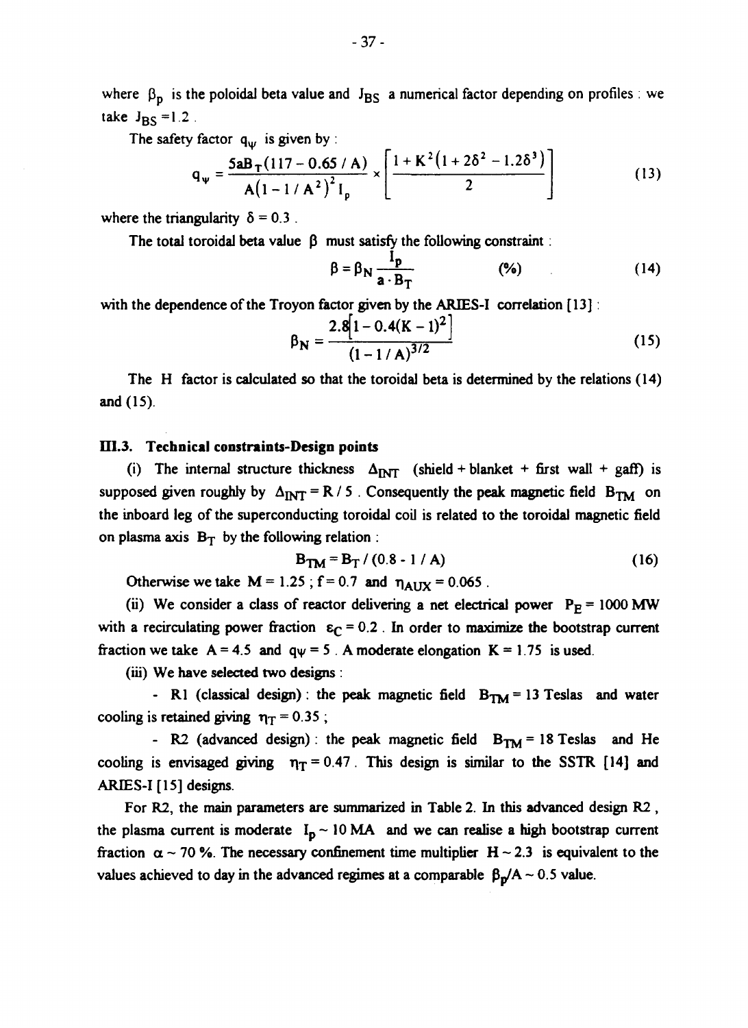where $\beta_p$ is the poloidal beta value and $J_{BS}$ a numerical factor depending on profiles : we take $J_{BS} = 1.2$ .

The safety factor $q_\psi$ is given by :

$$q_\psi = \frac{5aB_T(117 - 0.65 / A)}{A(1 - 1/A^2)^2 I_p} \times \left[\frac{1 + K^2(1 + 2\delta^2 - 1.2\delta^3)}{2}\right] \tag{13}$$

where the triangularity $\delta = 0.3$ .

The total toroidal beta value $\beta$ must satisfy the following constraint :

$$\beta = \beta_N \frac{I_p}{a \cdot B_T} \qquad (\%) \tag{14}$$

with the dependence of the Troyon factor given by the ARIES-I correlation [13] :

$$\beta_N = \frac{2.8\left[1 - 0.4(K-1)^2\right]}{(1 - 1/A)^{3/2}} \tag{15}$$

The H factor is calculated so that the toroidal beta is determined by the relations (14) and (15).

### III.3. Technical constraints-Design points

(i) The internal structure thickness $\Delta_{INT}$ (shield + blanket + first wall + gaff) is supposed given roughly by $\Delta_{INT} = R / 5$ . Consequently the peak magnetic field $B_{TM}$ on the inboard leg of the superconducting toroidal coil is related to the toroidal magnetic field on plasma axis $B_T$ by the following relation :

$$B_{TM} = B_T / (0.8 - 1/A) \tag{16}$$

Otherwise we take $M = 1.25$ ; $f = 0.7$ and $\eta_{AUX} = 0.065$ .

(ii) We consider a class of reactor delivering a net electrical power $P_E = 1000$ MW with a recirculating power fraction $\varepsilon_C = 0.2$ . In order to maximize the bootstrap current fraction we take $A = 4.5$ and $q_\psi = 5$ . A moderate elongation $K = 1.75$ is used.

(iii) We have selected two designs :

- R1 (classical design) : the peak magnetic field $B_{TM} = 13$ Teslas and water cooling is retained giving $\eta_T = 0.35$ ;

- R2 (advanced design) : the peak magnetic field $B_{TM} = 18$ Teslas and He cooling is envisaged giving $\eta_T = 0.47$ . This design is similar to the SSTR [14] and ARIES-I [15] designs.

For R2, the main parameters are summarized in Table 2. In this advanced design R2 , the plasma current is moderate $I_p \sim 10$ MA and we can realise a high bootstrap current fraction $\alpha \sim 70$ %. The necessary confinement time multiplier $H \sim 2.3$ is equivalent to the values achieved to day in the advanced regimes at a comparable $\beta_p/A \sim 0.5$ value.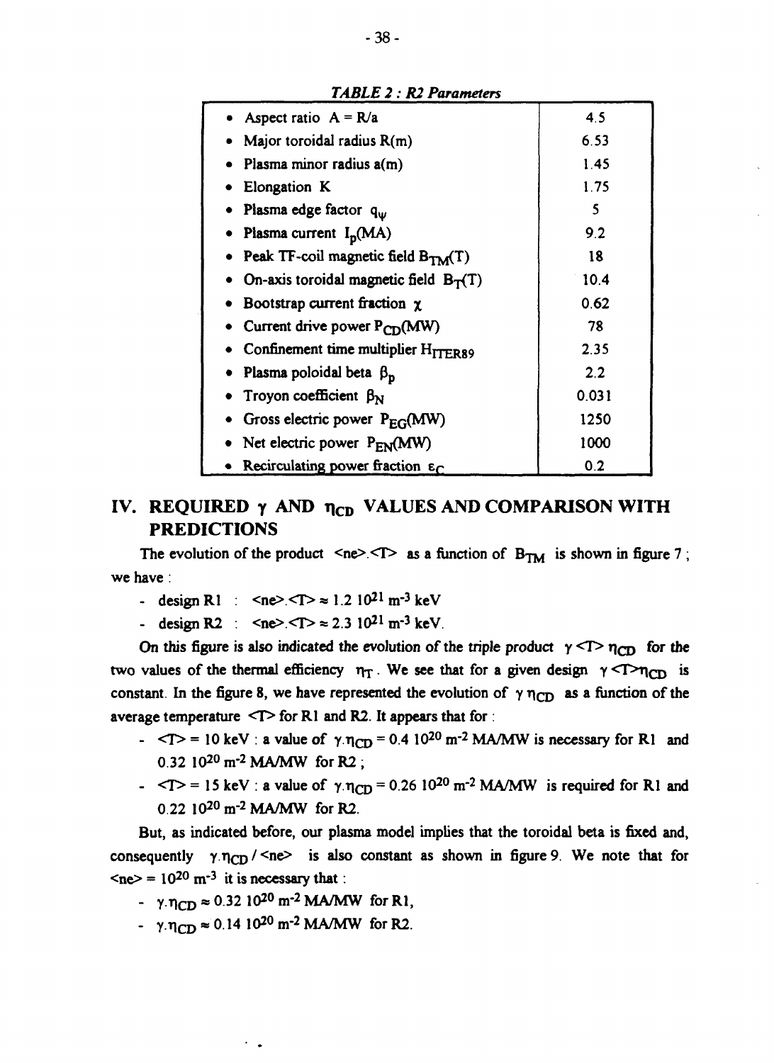*TABLE 2 : R2 Parameters*

| Parameter | Value |
|---|---|
| • Aspect ratio $A = R/a$ | 4.5 |
| • Major toroidal radius R(m) | 6.53 |
| • Plasma minor radius a(m) | 1.45 |
| • Elongation K | 1.75 |
| • Plasma edge factor $q_\psi$ | 5 |
| • Plasma current $I_p$(MA) | 9.2 |
| • Peak TF-coil magnetic field $B_{TM}$(T) | 18 |
| • On-axis toroidal magnetic field $B_T$(T) | 10.4 |
| • Bootstrap current fraction $\chi$ | 0.62 |
| • Current drive power $P_{CD}$(MW) | 78 |
| • Confinement time multiplier $H_{ITER89}$ | 2.35 |
| • Plasma poloidal beta $\beta_p$ | 2.2 |
| • Troyon coefficient $\beta_N$ | 0.031 |
| • Gross electric power $P_{EG}$(MW) | 1250 |
| • Net electric power $P_{EN}$(MW) | 1000 |
| • Recirculating power fraction $\varepsilon_C$ | 0.2 |

## IV. REQUIRED $\gamma$ AND $\eta_{CD}$ VALUES AND COMPARISON WITH PREDICTIONS

The evolution of the product $\langle ne \rangle . \langle T \rangle$ as a function of $B_{TM}$ is shown in figure 7 ; we have :

- design R1 : $\langle ne \rangle . \langle T \rangle \approx 1.2\ 10^{21}\ m^{-3}$ keV
- design R2 : $\langle ne \rangle . \langle T \rangle \approx 2.3\ 10^{21}\ m^{-3}$ keV.

On this figure is also indicated the evolution of the triple product $\gamma \langle T \rangle \eta_{CD}$ for the two values of the thermal efficiency $\eta_T$. We see that for a given design $\gamma \langle T \rangle \eta_{CD}$ is constant. In the figure 8, we have represented the evolution of $\gamma\ \eta_{CD}$ as a function of the average temperature $\langle T \rangle$ for R1 and R2. It appears that for :

- $\langle T \rangle = 10$ keV : a value of $\gamma . \eta_{CD} = 0.4\ 10^{20}\ m^{-2}$ MA/MW is necessary for R1 and $0.32\ 10^{20}\ m^{-2}$ MA/MW for R2 ;
- $\langle T \rangle = 15$ keV : a value of $\gamma . \eta_{CD} = 0.26\ 10^{20}\ m^{-2}$ MA/MW is required for R1 and $0.22\ 10^{20}\ m^{-2}$ MA/MW for R2.

But, as indicated before, our plasma model implies that the toroidal beta is fixed and, consequently $\gamma . \eta_{CD} / \langle ne \rangle$ is also constant as shown in figure 9. We note that for $\langle ne \rangle = 10^{20}\ m^{-3}$ it is necessary that :

- $\gamma . \eta_{CD} \approx 0.32\ 10^{20}\ m^{-2}$ MA/MW for R1,
- $\gamma . \eta_{CD} \approx 0.14\ 10^{20}\ m^{-2}$ MA/MW for R2.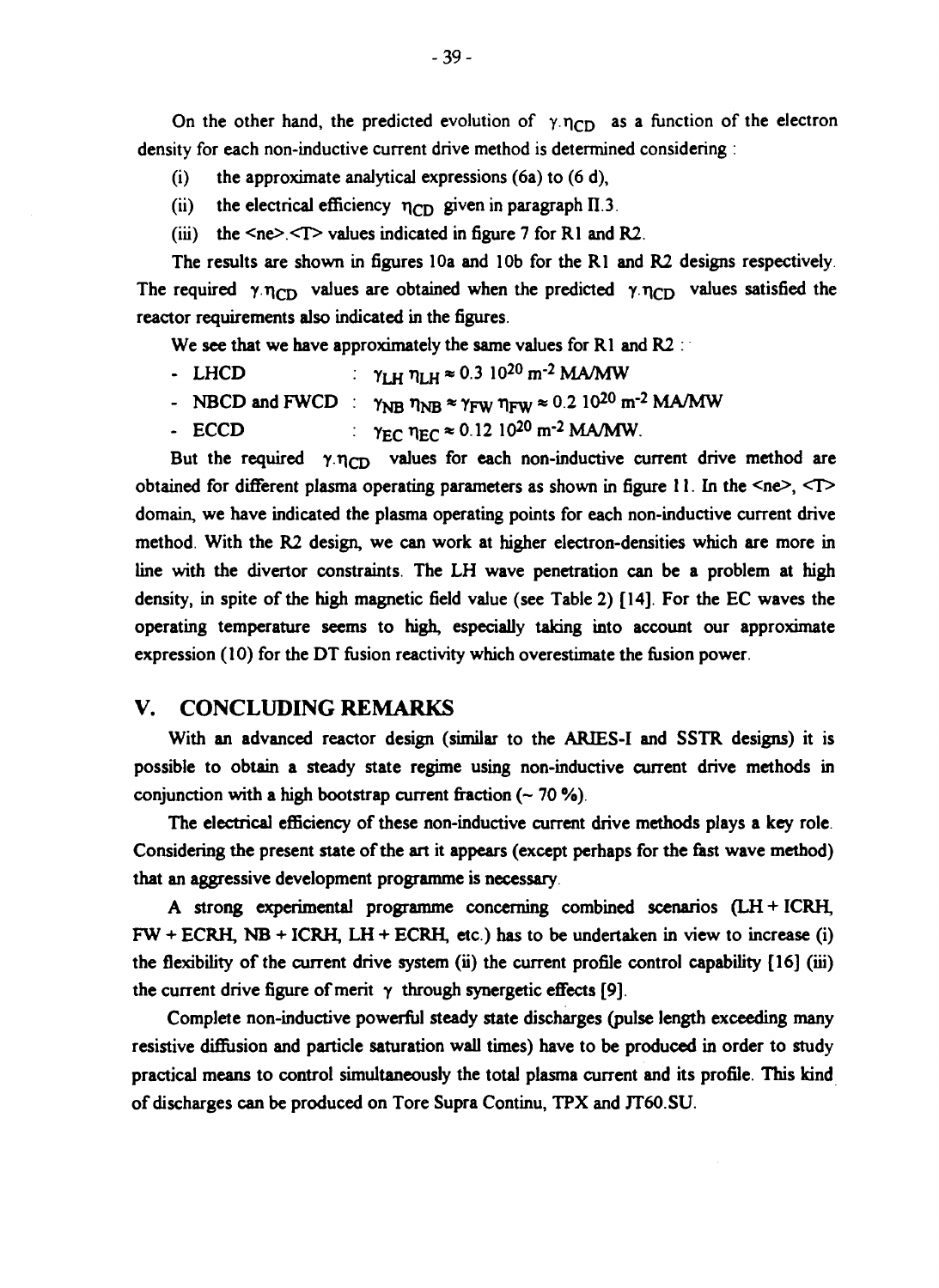On the other hand, the predicted evolution of $\gamma.\eta_{CD}$ as a function of the electron density for each non-inductive current drive method is determined considering :

(i) the approximate analytical expressions (6a) to (6 d),

(ii) the electrical efficiency $\eta_{CD}$ given in paragraph II.3.

(iii) the <ne>.<T> values indicated in figure 7 for R1 and R2.

The results are shown in figures 10a and 10b for the R1 and R2 designs respectively. The required $\gamma.\eta_{CD}$ values are obtained when the predicted $\gamma.\eta_{CD}$ values satisfied the reactor requirements also indicated in the figures.

We see that we have approximately the same values for R1 and R2 :

- LHCD : $\gamma_{LH}\ \eta_{LH} \approx 0.3\ 10^{20}\ m^{-2}$ MA/MW
- NBCD and FWCD : $\gamma_{NB}\ \eta_{NB} \approx \gamma_{FW}\ \eta_{FW} \approx 0.2\ 10^{20}\ m^{-2}$ MA/MW
- ECCD : $\gamma_{EC}\ \eta_{EC} \approx 0.12\ 10^{20}\ m^{-2}$ MA/MW.

But the required $\gamma.\eta_{CD}$ values for each non-inductive current drive method are obtained for different plasma operating parameters as shown in figure 11. In the <ne>, <T> domain, we have indicated the plasma operating points for each non-inductive current drive method. With the R2 design, we can work at higher electron-densities which are more in line with the divertor constraints. The LH wave penetration can be a problem at high density, in spite of the high magnetic field value (see Table 2) [14]. For the EC waves the operating temperature seems to high, especially taking into account our approximate expression (10) for the DT fusion reactivity which overestimate the fusion power.

## V. CONCLUDING REMARKS

With an advanced reactor design (similar to the ARIES-I and SSTR designs) it is possible to obtain a steady state regime using non-inductive current drive methods in conjunction with a high bootstrap current fraction (~ 70 %).

The electrical efficiency of these non-inductive current drive methods plays a key role. Considering the present state of the art it appears (except perhaps for the fast wave method) that an aggressive development programme is necessary.

A strong experimental programme concerning combined scenarios (LH + ICRH, FW + ECRH, NB + ICRH, LH + ECRH, etc.) has to be undertaken in view to increase (i) the flexibility of the current drive system (ii) the current profile control capability [16] (iii) the current drive figure of merit $\gamma$ through synergetic effects [9].

Complete non-inductive powerful steady state discharges (pulse length exceeding many resistive diffusion and particle saturation wall times) have to be produced in order to study practical means to control simultaneously the total plasma current and its profile. This kind of discharges can be produced on Tore Supra Continu, TPX and JT60.SU.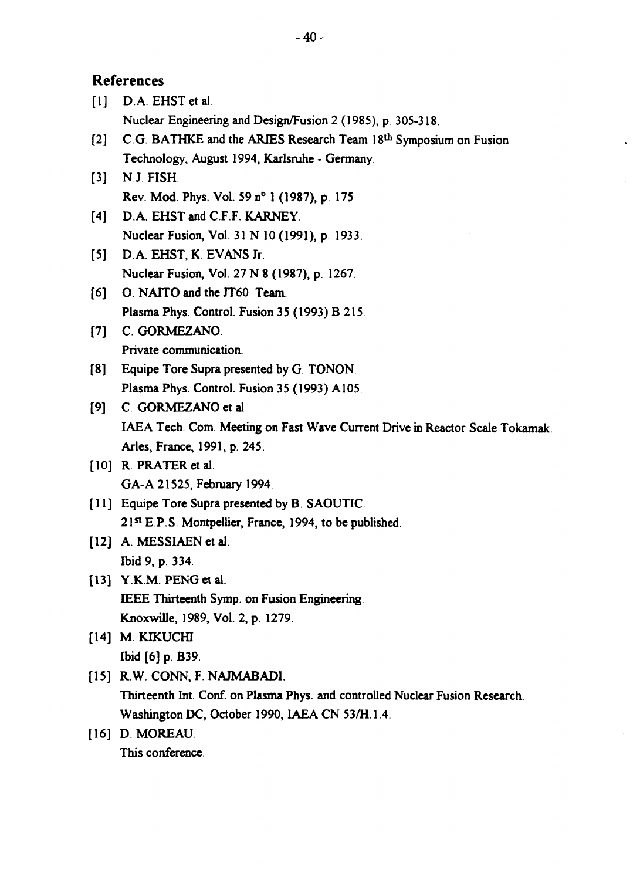## References

[1] D.A. EHST et al.
Nuclear Engineering and Design/Fusion 2 (1985), p. 305-318.

[2] C.G. BATHKE and the ARIES Research Team 18th Symposium on Fusion Technology, August 1994, Karlsruhe - Germany.

[3] N.J. FISH.
Rev. Mod. Phys. Vol. 59 n° 1 (1987), p. 175.

[4] D.A. EHST and C.F.F. KARNEY.
Nuclear Fusion, Vol. 31 N 10 (1991), p. 1933.

[5] D.A. EHST, K. EVANS Jr.
Nuclear Fusion, Vol. 27 N 8 (1987), p. 1267.

[6] O. NAITO and the JT60 Team.
Plasma Phys. Control. Fusion 35 (1993) B 215.

[7] C. GORMEZANO.
Private communication.

[8] Equipe Tore Supra presented by G. TONON.
Plasma Phys. Control. Fusion 35 (1993) A105.

[9] C. GORMEZANO et al
IAEA Tech. Com. Meeting on Fast Wave Current Drive in Reactor Scale Tokamak. Arles, France, 1991, p. 245.

[10] R. PRATER et al.
GA-A 21525, February 1994.

[11] Equipe Tore Supra presented by B. SAOUTIC.
21st E.P.S. Montpellier, France, 1994, to be published.

[12] A. MESSIAEN et al.
Ibid 9, p. 334.

[13] Y.K.M. PENG et al.
IEEE Thirteenth Symp. on Fusion Engineering.
Knoxwille, 1989, Vol. 2, p. 1279.

[14] M. KIKUCHI
Ibid [6] p. B39.

[15] R.W. CONN, F. NAJMABADI.
Thirteenth Int. Conf. on Plasma Phys. and controlled Nuclear Fusion Research. Washington DC, October 1990, IAEA CN 53/H.1.4.

[16] D. MOREAU.
This conference.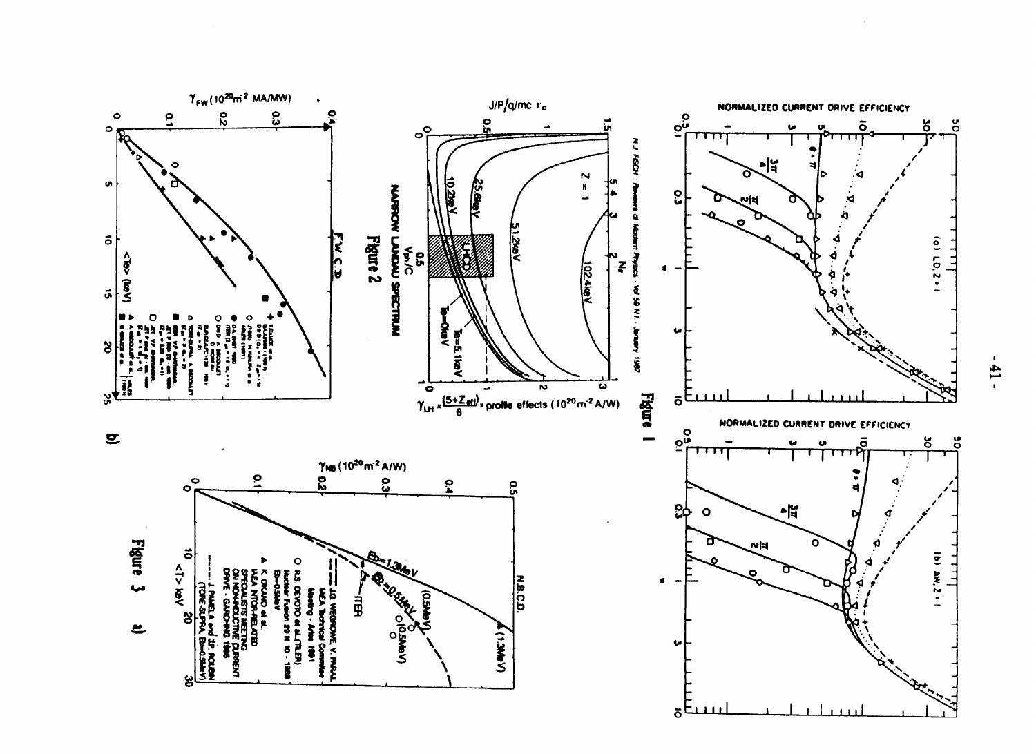Figure 1

Figure 2

Figure 3 a)

b)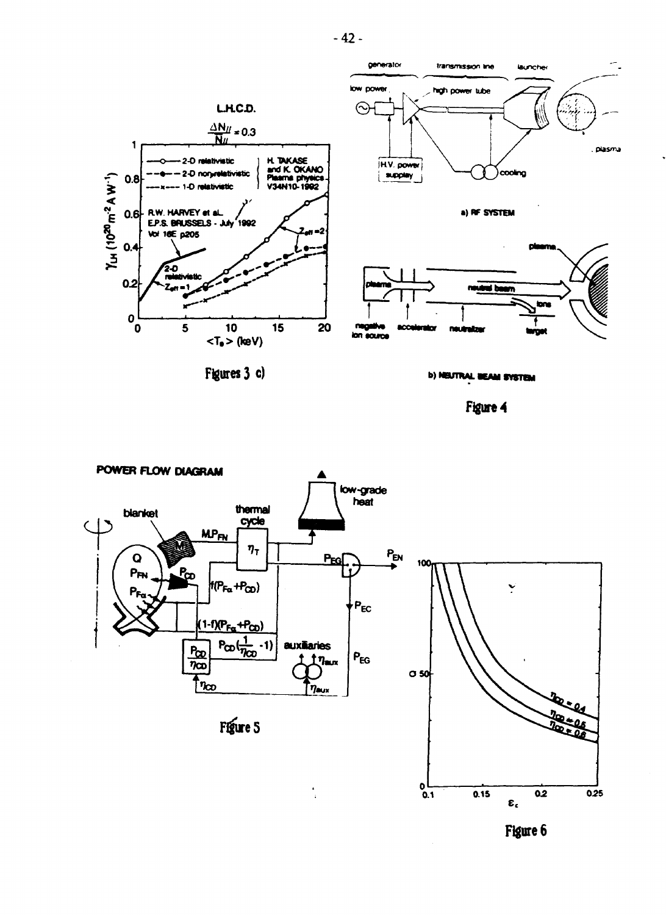Figures 3 c)

a) RF SYSTEM

b) NEUTRAL BEAM SYSTEM

Figure 4

Figure 5

Figure 6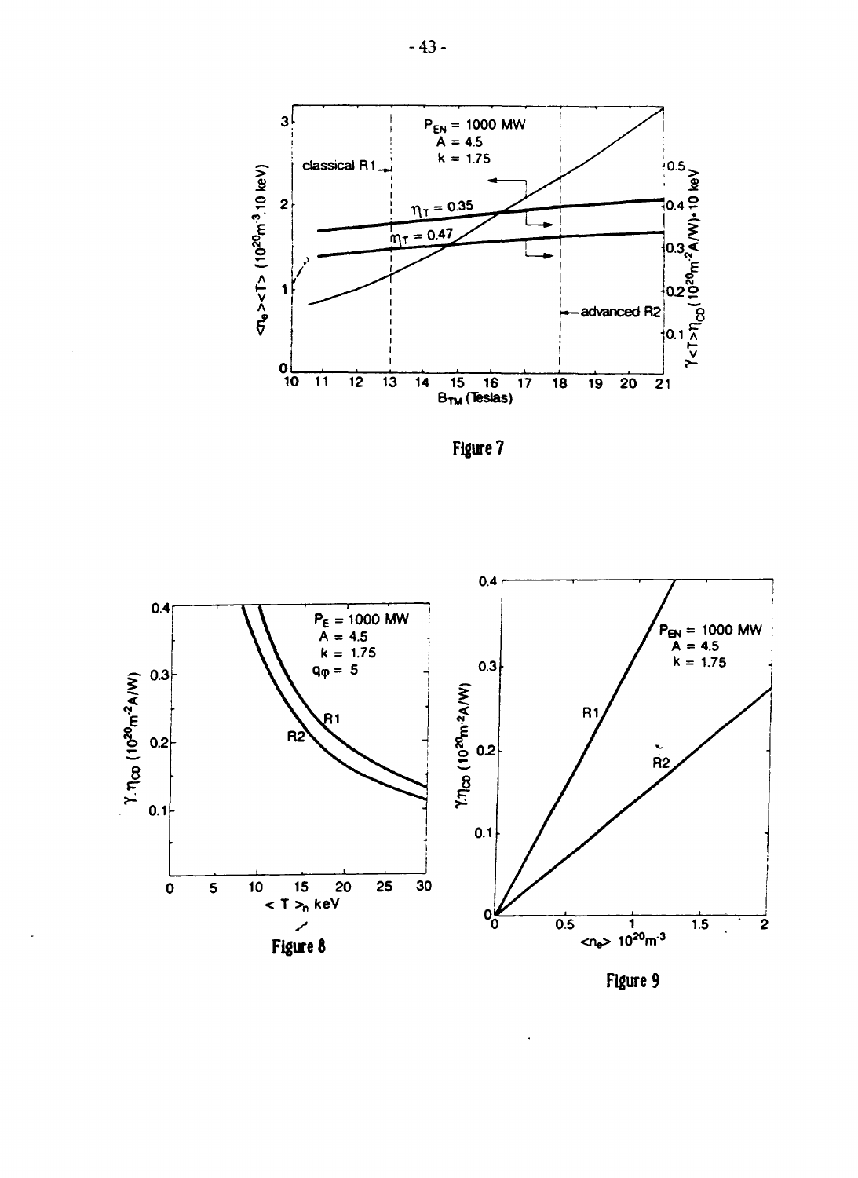Figure 7

Figure 8

Figure 9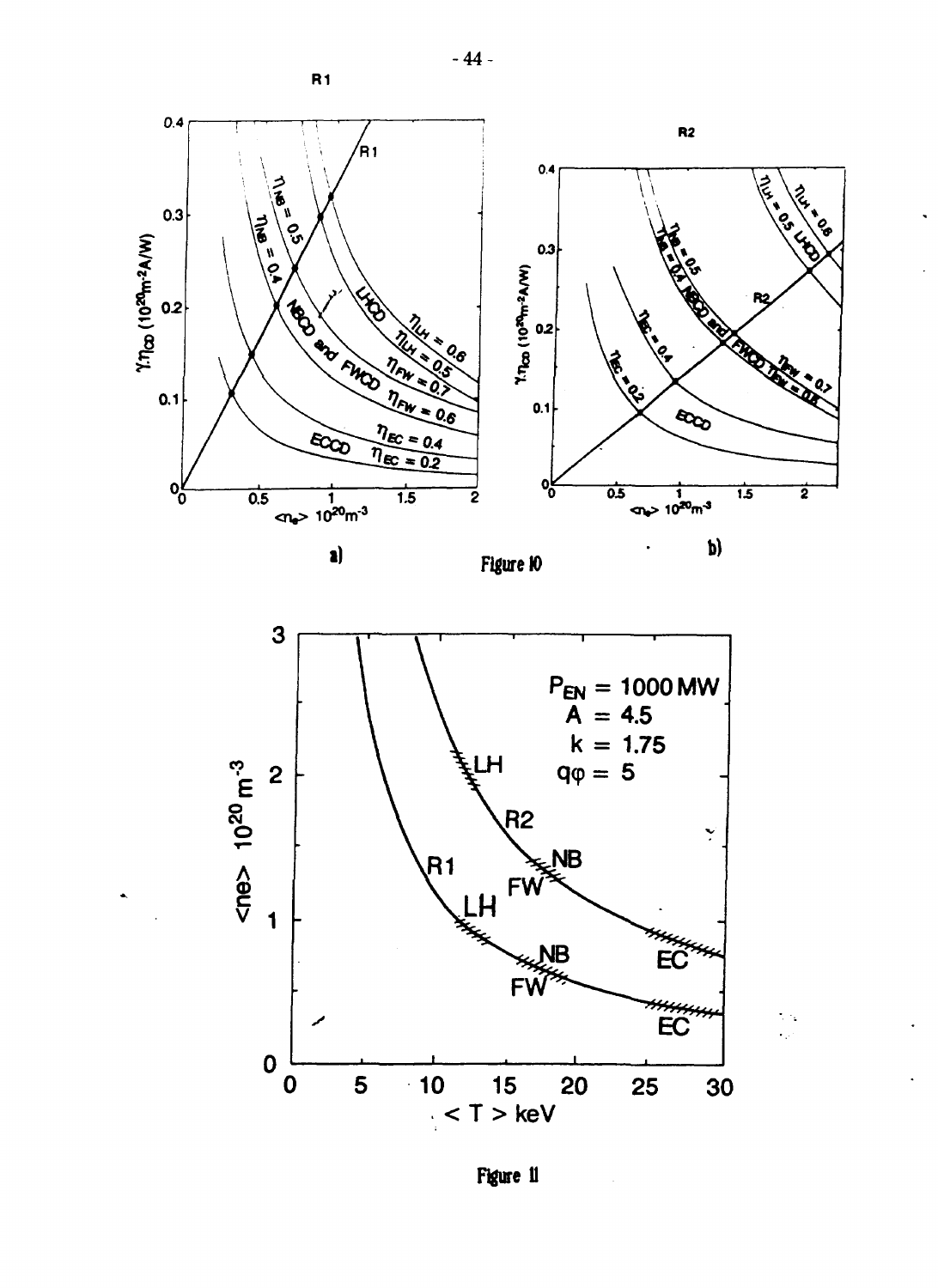R1

R1

0.4

0.3

0.2

0.1

0

$\gamma.\eta_{CD}$ ($10^{20}m^{-2}$A/W)

$\eta_{NB}$ = 0.5

$\eta_{NB}$ = 0.4

LHCD

$\eta_{LH}$ = 0.6

$\eta_{LH}$ = 0.5

NBCD and FWCD

$\eta_{FW}$ = 0.7

$\eta_{FW}$ = 0.6

$\eta_{EC}$ = 0.4

ECCD

$\eta_{EC}$ = 0.2

0 0.5 1 1.5 2

$<n_e>$ $10^{20}m^{-3}$

a)

R2

0.4

0.3

0.2

0.1

0

$\gamma.\eta_{CD}$ ($10^{20}m^{-2}$A/W)

$\eta_{LH}$ = 0.5 LHCD

$\eta_{LH}$ = 0.6

$\eta_{NB}$ = 0.5

$\eta_{NB}$ = 0.4

NBCD and FWCD

$\eta_{FW}$ = 0.7

$\eta_{FW}$ = 0.6

R2

$\eta_{EC}$ = 0.4

$\eta_{EC}$ = 0.2

ECCD

0 0.5 1 1.5 2

$<n_e>$ $10^{20}m^{-3}$

b)

Figure 10

3

2

1

0

$<ne>$ $10^{20}$ $m^{-3}$

$P_{EN}$ = 1000 MW

A = 4.5

k = 1.75

$q\varphi$ = 5

LH

R2

NB

FW

R1

LH

NB

FW

EC

EC

0 5 10 15 20 25 30

< T > keV

Figure 11